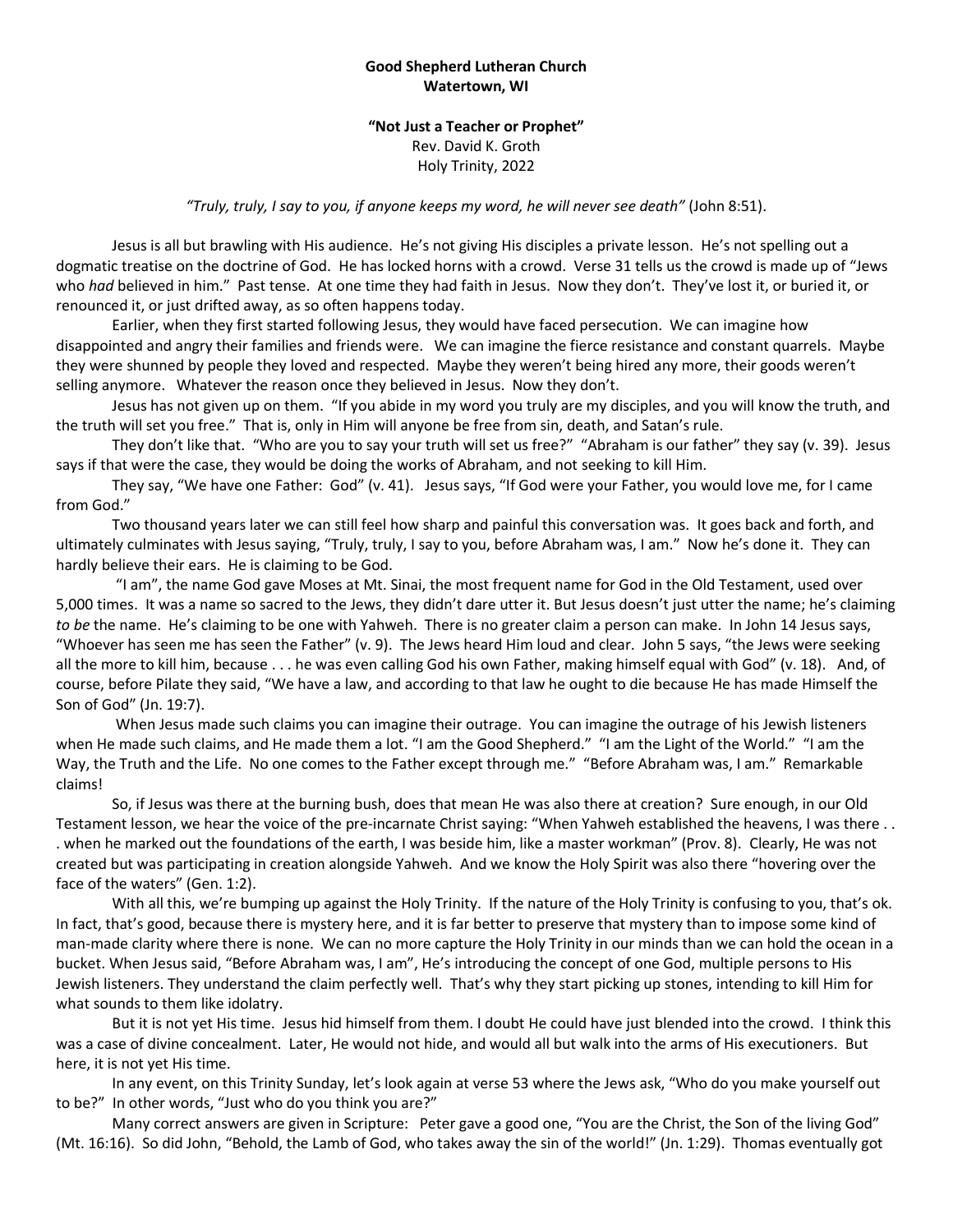**Good Shepherd Lutheran Church**
**Watertown, WI**

**"Not Just a Teacher or Prophet"**
Rev. David K. Groth
Holy Trinity, 2022

*"Truly, truly, I say to you, if anyone keeps my word, he will never see death"* (John 8:51).

Jesus is all but brawling with His audience. He's not giving His disciples a private lesson. He's not spelling out a dogmatic treatise on the doctrine of God. He has locked horns with a crowd. Verse 31 tells us the crowd is made up of "Jews who *had* believed in him." Past tense. At one time they had faith in Jesus. Now they don't. They've lost it, or buried it, or renounced it, or just drifted away, as so often happens today.

Earlier, when they first started following Jesus, they would have faced persecution. We can imagine how disappointed and angry their families and friends were. We can imagine the fierce resistance and constant quarrels. Maybe they were shunned by people they loved and respected. Maybe they weren't being hired any more, their goods weren't selling anymore. Whatever the reason once they believed in Jesus. Now they don't.

Jesus has not given up on them. "If you abide in my word you truly are my disciples, and you will know the truth, and the truth will set you free." That is, only in Him will anyone be free from sin, death, and Satan's rule.

They don't like that. "Who are you to say your truth will set us free?" "Abraham is our father" they say (v. 39). Jesus says if that were the case, they would be doing the works of Abraham, and not seeking to kill Him.

They say, "We have one Father: God" (v. 41). Jesus says, "If God were your Father, you would love me, for I came from God."

Two thousand years later we can still feel how sharp and painful this conversation was. It goes back and forth, and ultimately culminates with Jesus saying, "Truly, truly, I say to you, before Abraham was, I am." Now he's done it. They can hardly believe their ears. He is claiming to be God.

"I am", the name God gave Moses at Mt. Sinai, the most frequent name for God in the Old Testament, used over 5,000 times. It was a name so sacred to the Jews, they didn't dare utter it. But Jesus doesn't just utter the name; he's claiming *to be* the name. He's claiming to be one with Yahweh. There is no greater claim a person can make. In John 14 Jesus says, "Whoever has seen me has seen the Father" (v. 9). The Jews heard Him loud and clear. John 5 says, "the Jews were seeking all the more to kill him, because . . . he was even calling God his own Father, making himself equal with God" (v. 18). And, of course, before Pilate they said, "We have a law, and according to that law he ought to die because He has made Himself the Son of God" (Jn. 19:7).

When Jesus made such claims you can imagine their outrage. You can imagine the outrage of his Jewish listeners when He made such claims, and He made them a lot. "I am the Good Shepherd." "I am the Light of the World." "I am the Way, the Truth and the Life. No one comes to the Father except through me." "Before Abraham was, I am." Remarkable claims!

So, if Jesus was there at the burning bush, does that mean He was also there at creation? Sure enough, in our Old Testament lesson, we hear the voice of the pre-incarnate Christ saying: "When Yahweh established the heavens, I was there . . . when he marked out the foundations of the earth, I was beside him, like a master workman" (Prov. 8). Clearly, He was not created but was participating in creation alongside Yahweh. And we know the Holy Spirit was also there "hovering over the face of the waters" (Gen. 1:2).

With all this, we're bumping up against the Holy Trinity. If the nature of the Holy Trinity is confusing to you, that's ok. In fact, that's good, because there is mystery here, and it is far better to preserve that mystery than to impose some kind of man-made clarity where there is none. We can no more capture the Holy Trinity in our minds than we can hold the ocean in a bucket. When Jesus said, "Before Abraham was, I am", He's introducing the concept of one God, multiple persons to His Jewish listeners. They understand the claim perfectly well. That's why they start picking up stones, intending to kill Him for what sounds to them like idolatry.

But it is not yet His time. Jesus hid himself from them. I doubt He could have just blended into the crowd. I think this was a case of divine concealment. Later, He would not hide, and would all but walk into the arms of His executioners. But here, it is not yet His time.

In any event, on this Trinity Sunday, let's look again at verse 53 where the Jews ask, "Who do you make yourself out to be?" In other words, "Just who do you think you are?"

Many correct answers are given in Scripture: Peter gave a good one, "You are the Christ, the Son of the living God" (Mt. 16:16). So did John, "Behold, the Lamb of God, who takes away the sin of the world!" (Jn. 1:29). Thomas eventually got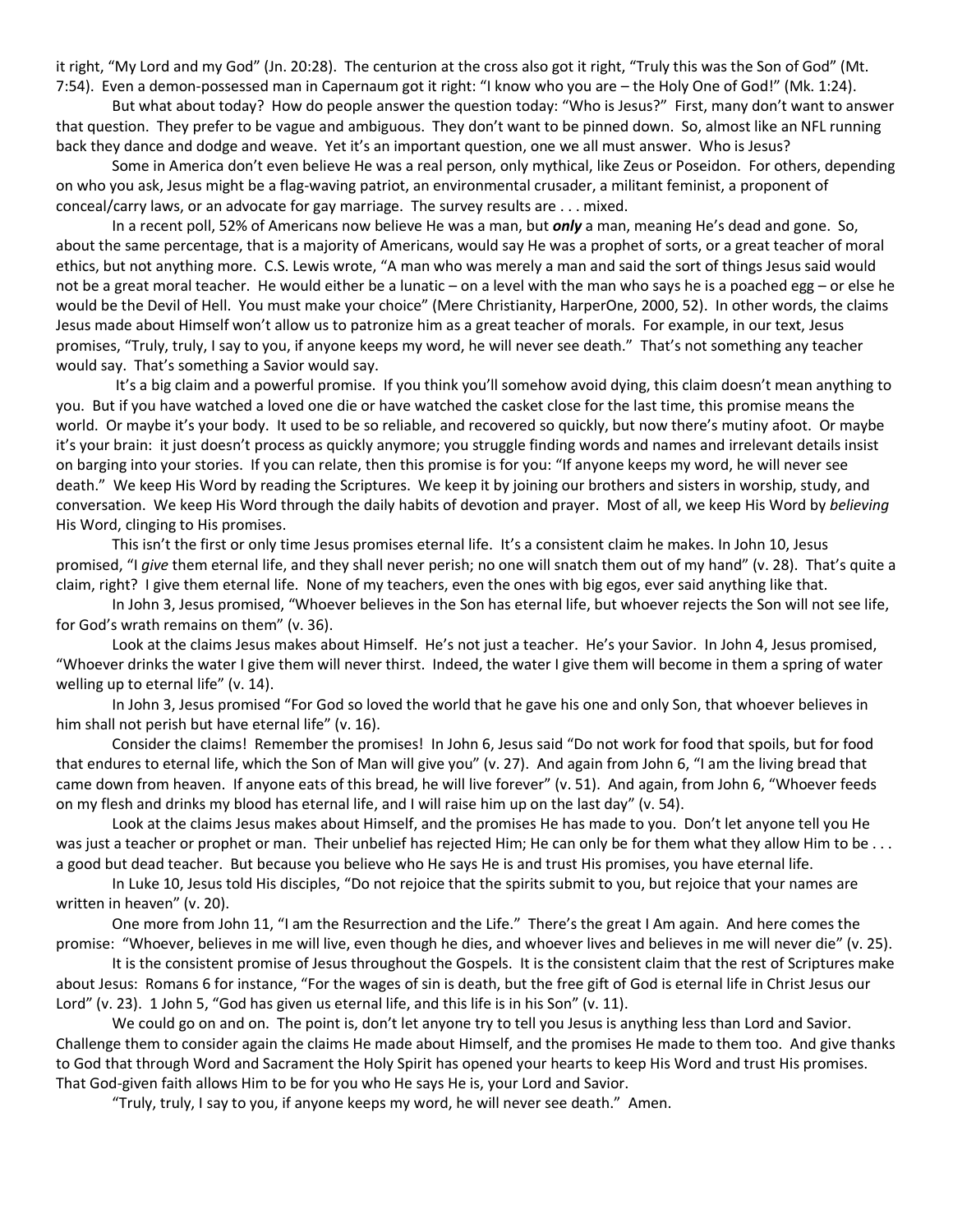it right, "My Lord and my God" (Jn. 20:28). The centurion at the cross also got it right, "Truly this was the Son of God" (Mt. 7:54). Even a demon-possessed man in Capernaum got it right: "I know who you are – the Holy One of God!" (Mk. 1:24).

But what about today? How do people answer the question today: "Who is Jesus?" First, many don't want to answer that question. They prefer to be vague and ambiguous. They don't want to be pinned down. So, almost like an NFL running back they dance and dodge and weave. Yet it's an important question, one we all must answer. Who is Jesus?

Some in America don't even believe He was a real person, only mythical, like Zeus or Poseidon. For others, depending on who you ask, Jesus might be a flag-waving patriot, an environmental crusader, a militant feminist, a proponent of conceal/carry laws, or an advocate for gay marriage. The survey results are . . . mixed.

In a recent poll, 52% of Americans now believe He was a man, but ***only*** a man, meaning He's dead and gone. So, about the same percentage, that is a majority of Americans, would say He was a prophet of sorts, or a great teacher of moral ethics, but not anything more. C.S. Lewis wrote, "A man who was merely a man and said the sort of things Jesus said would not be a great moral teacher. He would either be a lunatic – on a level with the man who says he is a poached egg – or else he would be the Devil of Hell. You must make your choice" (Mere Christianity, HarperOne, 2000, 52). In other words, the claims Jesus made about Himself won't allow us to patronize him as a great teacher of morals. For example, in our text, Jesus promises, "Truly, truly, I say to you, if anyone keeps my word, he will never see death." That's not something any teacher would say. That's something a Savior would say.

It's a big claim and a powerful promise. If you think you'll somehow avoid dying, this claim doesn't mean anything to you. But if you have watched a loved one die or have watched the casket close for the last time, this promise means the world. Or maybe it's your body. It used to be so reliable, and recovered so quickly, but now there's mutiny afoot. Or maybe it's your brain: it just doesn't process as quickly anymore; you struggle finding words and names and irrelevant details insist on barging into your stories. If you can relate, then this promise is for you: "If anyone keeps my word, he will never see death." We keep His Word by reading the Scriptures. We keep it by joining our brothers and sisters in worship, study, and conversation. We keep His Word through the daily habits of devotion and prayer. Most of all, we keep His Word by *believing* His Word, clinging to His promises.

This isn't the first or only time Jesus promises eternal life. It's a consistent claim he makes. In John 10, Jesus promised, "I *give* them eternal life, and they shall never perish; no one will snatch them out of my hand" (v. 28). That's quite a claim, right? I give them eternal life. None of my teachers, even the ones with big egos, ever said anything like that.

In John 3, Jesus promised, "Whoever believes in the Son has eternal life, but whoever rejects the Son will not see life, for God's wrath remains on them" (v. 36).

Look at the claims Jesus makes about Himself. He's not just a teacher. He's your Savior. In John 4, Jesus promised, "Whoever drinks the water I give them will never thirst. Indeed, the water I give them will become in them a spring of water welling up to eternal life" (v. 14).

In John 3, Jesus promised "For God so loved the world that he gave his one and only Son, that whoever believes in him shall not perish but have eternal life" (v. 16).

Consider the claims! Remember the promises! In John 6, Jesus said "Do not work for food that spoils, but for food that endures to eternal life, which the Son of Man will give you" (v. 27). And again from John 6, "I am the living bread that came down from heaven. If anyone eats of this bread, he will live forever" (v. 51). And again, from John 6, "Whoever feeds on my flesh and drinks my blood has eternal life, and I will raise him up on the last day" (v. 54).

Look at the claims Jesus makes about Himself, and the promises He has made to you. Don't let anyone tell you He was just a teacher or prophet or man. Their unbelief has rejected Him; He can only be for them what they allow Him to be . . . a good but dead teacher. But because you believe who He says He is and trust His promises, you have eternal life.

In Luke 10, Jesus told His disciples, "Do not rejoice that the spirits submit to you, but rejoice that your names are written in heaven" (v. 20).

One more from John 11, "I am the Resurrection and the Life." There's the great I Am again. And here comes the promise: "Whoever, believes in me will live, even though he dies, and whoever lives and believes in me will never die" (v. 25).

It is the consistent promise of Jesus throughout the Gospels. It is the consistent claim that the rest of Scriptures make about Jesus: Romans 6 for instance, "For the wages of sin is death, but the free gift of God is eternal life in Christ Jesus our Lord" (v. 23). 1 John 5, "God has given us eternal life, and this life is in his Son" (v. 11).

We could go on and on. The point is, don't let anyone try to tell you Jesus is anything less than Lord and Savior. Challenge them to consider again the claims He made about Himself, and the promises He made to them too. And give thanks to God that through Word and Sacrament the Holy Spirit has opened your hearts to keep His Word and trust His promises. That God-given faith allows Him to be for you who He says He is, your Lord and Savior.

"Truly, truly, I say to you, if anyone keeps my word, he will never see death." Amen.